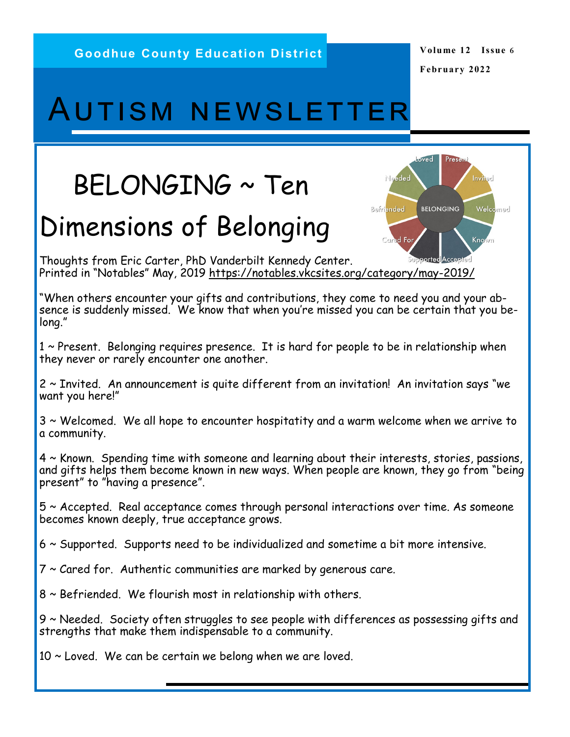Goodhue County Education District

Volume 12 Issue 6

February 2022

# AUTISM NEWSLETTER

## BELONGING ~ Ten Dimensions of Belonging

Thoughts from Eric Carter, PhD Vanderbilt Kennedy Center.
Printed in "Notables" May, 2019 https://notables.vkcsites.org/category/may-2019/

"When others encounter your gifts and contributions, they come to need you and your absence is suddenly missed. We know that when you're missed you can be certain that you belong."

1 ~ Present. Belonging requires presence. It is hard for people to be in relationship when they never or rarely encounter one another.

2 ~ Invited. An announcement is quite different from an invitation! An invitation says "we want you here!"

3 ~ Welcomed. We all hope to encounter hospitatity and a warm welcome when we arrive to a community.

4 ~ Known. Spending time with someone and learning about their interests, stories, passions, and gifts helps them become known in new ways. When people are known, they go from "being present" to "having a presence".

5 ~ Accepted. Real acceptance comes through personal interactions over time. As someone becomes known deeply, true acceptance grows.

6 ~ Supported. Supports need to be individualized and sometime a bit more intensive.

7 ~ Cared for. Authentic communities are marked by generous care.

8 ~ Befriended. We flourish most in relationship with others.

9 ~ Needed. Society often struggles to see people with differences as possessing gifts and strengths that make them indispensable to a community.

10 ~ Loved. We can be certain we belong when we are loved.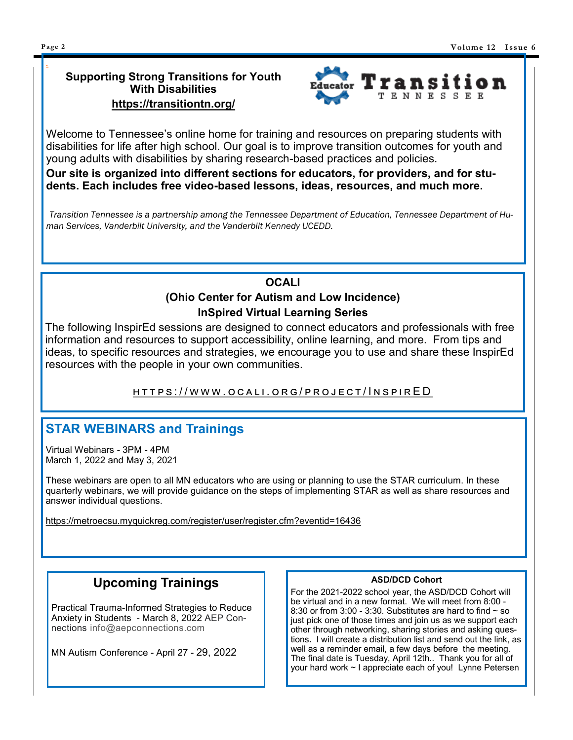## Supporting Strong Transitions for Youth With Disabilities

**https://transitiontn.org/**

Educator Transition TENNESSEE

Welcome to Tennessee's online home for training and resources on preparing students with disabilities for life after high school. Our goal is to improve transition outcomes for youth and young adults with disabilities by sharing research-based practices and policies.

**Our site is organized into different sections for educators, for providers, and for students. Each includes free video-based lessons, ideas, resources, and much more.**

*Transition Tennessee is a partnership among the Tennessee Department of Education, Tennessee Department of Human Services, Vanderbilt University, and the Vanderbilt Kennedy UCEDD.*

## OCALI

### (Ohio Center for Autism and Low Incidence)

### InSpired Virtual Learning Series

The following InspirEd sessions are designed to connect educators and professionals with free information and resources to support accessibility, online learning, and more. From tips and ideas, to specific resources and strategies, we encourage you to use and share these InspirEd resources with the people in your own communities.

HTTPS://WWW.OCALI.ORG/PROJECT/INSPIRED

## STAR WEBINARS and Trainings

Virtual Webinars - 3PM - 4PM
March 1, 2022 and May 3, 2021

These webinars are open to all MN educators who are using or planning to use the STAR curriculum. In these quarterly webinars, we will provide guidance on the steps of implementing STAR as well as share resources and answer individual questions.

https://metroecsu.myquickreg.com/register/user/register.cfm?eventid=16436

## Upcoming Trainings

Practical Trauma-Informed Strategies to Reduce Anxiety in Students - March 8, 2022 AEP Connections info@aepconnections.com

MN Autism Conference - April 27 - 29, 2022

### ASD/DCD Cohort

For the 2021-2022 school year, the ASD/DCD Cohort will be virtual and in a new format. We will meet from 8:00 - 8:30 or from 3:00 - 3:30. Substitutes are hard to find ~ so just pick one of those times and join us as we support each other through networking, sharing stories and asking questions**.** I will create a distribution list and send out the link, as well as a reminder email, a few days before the meeting. The final date is Tuesday, April 12th.. Thank you for all of your hard work ~ I appreciate each of you! Lynne Petersen